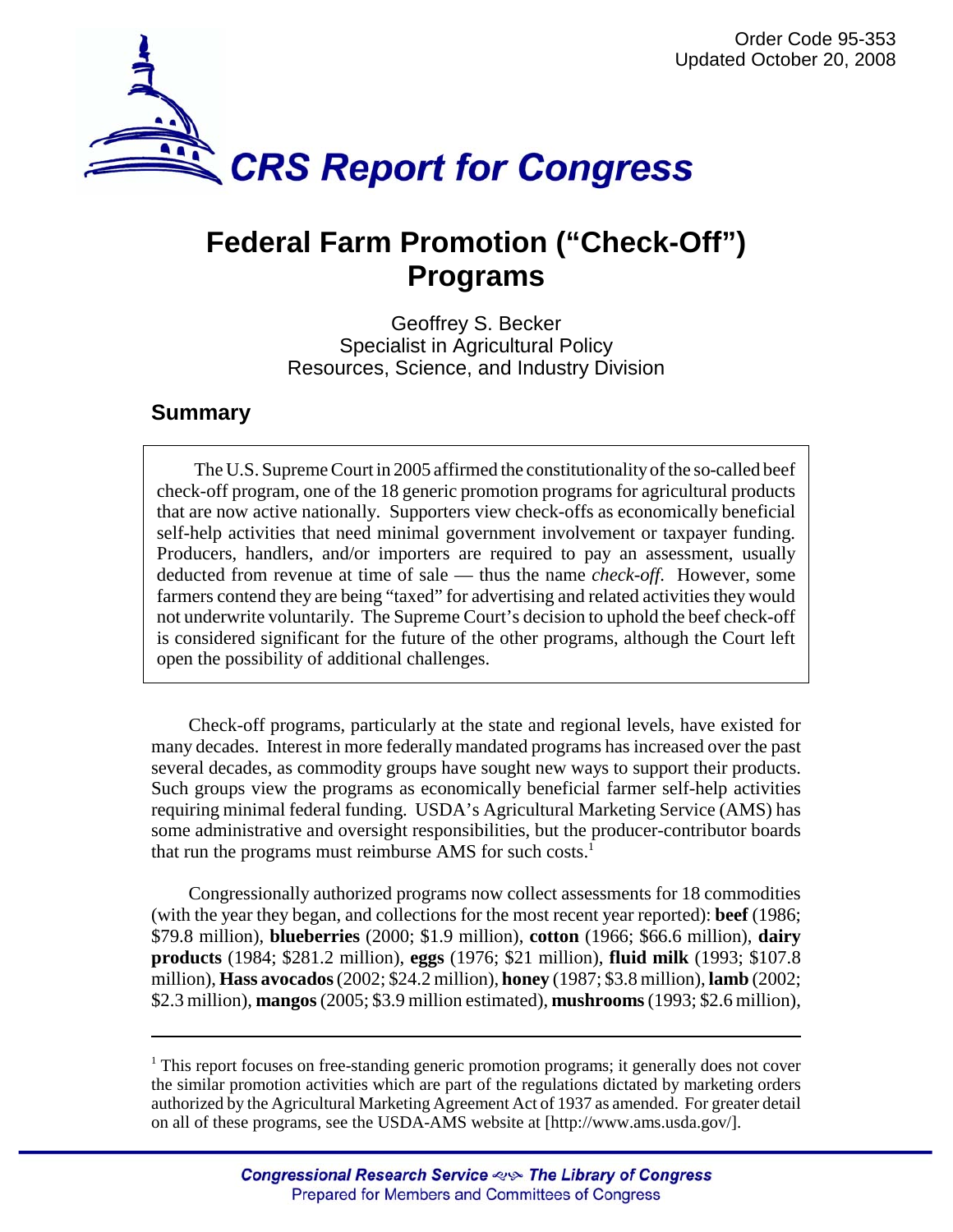Order Code 95-353
Updated October 20, 2008

# CRS Report for Congress

# Federal Farm Promotion ("Check-Off") Programs

Geoffrey S. Becker
Specialist in Agricultural Policy
Resources, Science, and Industry Division

## Summary

The U.S. Supreme Court in 2005 affirmed the constitutionality of the so-called beef check-off program, one of the 18 generic promotion programs for agricultural products that are now active nationally. Supporters view check-offs as economically beneficial self-help activities that need minimal government involvement or taxpayer funding. Producers, handlers, and/or importers are required to pay an assessment, usually deducted from revenue at time of sale — thus the name *check-off*. However, some farmers contend they are being "taxed" for advertising and related activities they would not underwrite voluntarily. The Supreme Court's decision to uphold the beef check-off is considered significant for the future of the other programs, although the Court left open the possibility of additional challenges.

Check-off programs, particularly at the state and regional levels, have existed for many decades. Interest in more federally mandated programs has increased over the past several decades, as commodity groups have sought new ways to support their products. Such groups view the programs as economically beneficial farmer self-help activities requiring minimal federal funding. USDA's Agricultural Marketing Service (AMS) has some administrative and oversight responsibilities, but the producer-contributor boards that run the programs must reimburse AMS for such costs.[1]

Congressionally authorized programs now collect assessments for 18 commodities (with the year they began, and collections for the most recent year reported): **beef** (1986; $79.8 million), **blueberries** (2000; $1.9 million), **cotton** (1966; $66.6 million), **dairy products** (1984; $281.2 million), **eggs** (1976; $21 million), **fluid milk** (1993; $107.8 million), **Hass avocados** (2002; $24.2 million), **honey** (1987; $3.8 million), **lamb** (2002; $2.3 million), **mangos** (2005; $3.9 million estimated), **mushrooms** (1993; $2.6 million),

---

[1] This report focuses on free-standing generic promotion programs; it generally does not cover the similar promotion activities which are part of the regulations dictated by marketing orders authorized by the Agricultural Marketing Agreement Act of 1937 as amended. For greater detail on all of these programs, see the USDA-AMS website at [http://www.ams.usda.gov/].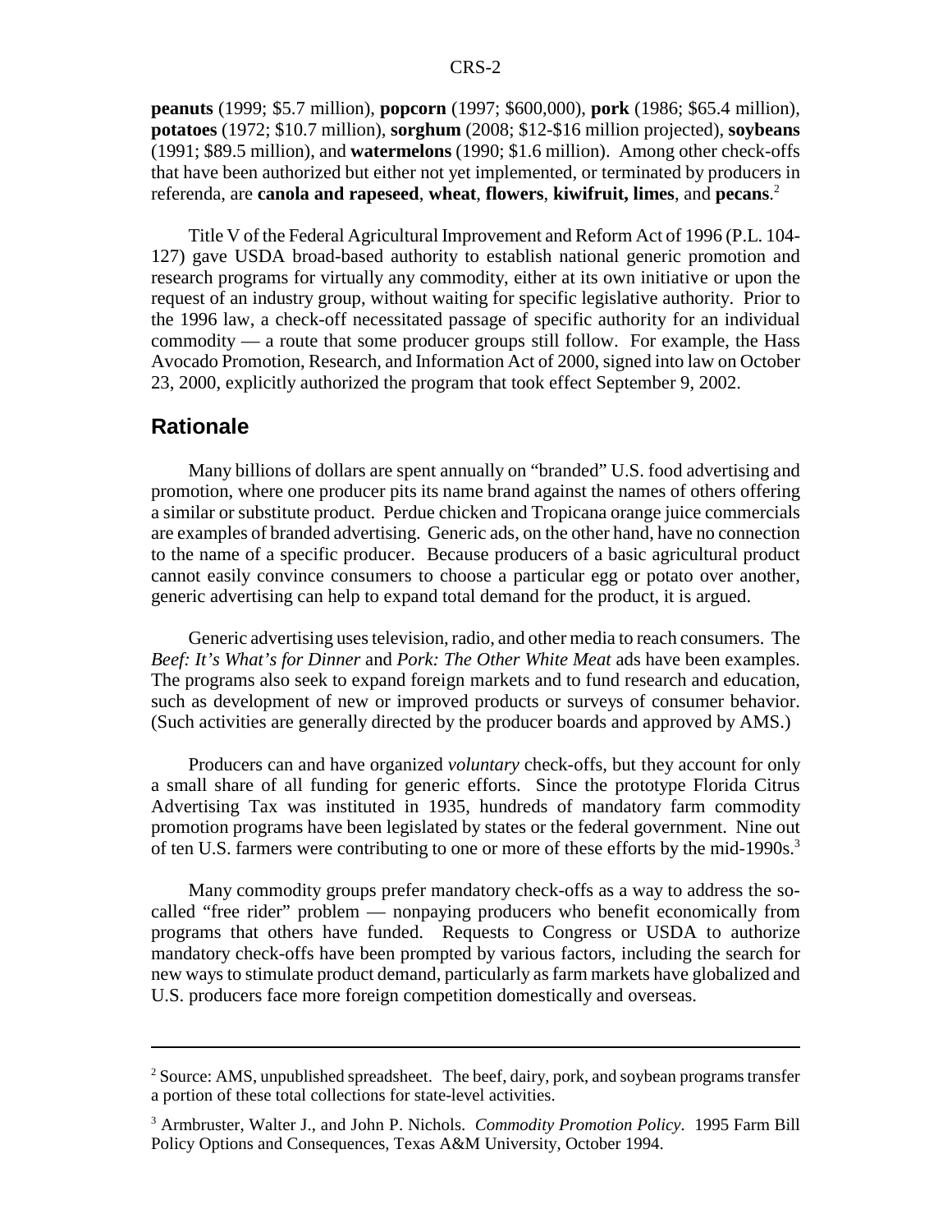**peanuts** (1999; $5.7 million), **popcorn** (1997; $600,000), **pork** (1986; $65.4 million), **potatoes** (1972; $10.7 million), **sorghum** (2008; $12-$16 million projected), **soybeans** (1991; $89.5 million), and **watermelons** (1990; $1.6 million). Among other check-offs that have been authorized but either not yet implemented, or terminated by producers in referenda, are **canola and rapeseed**, **wheat**, **flowers**, **kiwifruit, limes**, and **pecans**.[2]

Title V of the Federal Agricultural Improvement and Reform Act of 1996 (P.L. 104-127) gave USDA broad-based authority to establish national generic promotion and research programs for virtually any commodity, either at its own initiative or upon the request of an industry group, without waiting for specific legislative authority. Prior to the 1996 law, a check-off necessitated passage of specific authority for an individual commodity — a route that some producer groups still follow. For example, the Hass Avocado Promotion, Research, and Information Act of 2000, signed into law on October 23, 2000, explicitly authorized the program that took effect September 9, 2002.

## Rationale

Many billions of dollars are spent annually on "branded" U.S. food advertising and promotion, where one producer pits its name brand against the names of others offering a similar or substitute product. Perdue chicken and Tropicana orange juice commercials are examples of branded advertising. Generic ads, on the other hand, have no connection to the name of a specific producer. Because producers of a basic agricultural product cannot easily convince consumers to choose a particular egg or potato over another, generic advertising can help to expand total demand for the product, it is argued.

Generic advertising uses television, radio, and other media to reach consumers. The *Beef: It's What's for Dinner* and *Pork: The Other White Meat* ads have been examples. The programs also seek to expand foreign markets and to fund research and education, such as development of new or improved products or surveys of consumer behavior. (Such activities are generally directed by the producer boards and approved by AMS.)

Producers can and have organized *voluntary* check-offs, but they account for only a small share of all funding for generic efforts. Since the prototype Florida Citrus Advertising Tax was instituted in 1935, hundreds of mandatory farm commodity promotion programs have been legislated by states or the federal government. Nine out of ten U.S. farmers were contributing to one or more of these efforts by the mid-1990s.[3]

Many commodity groups prefer mandatory check-offs as a way to address the so-called "free rider" problem — nonpaying producers who benefit economically from programs that others have funded. Requests to Congress or USDA to authorize mandatory check-offs have been prompted by various factors, including the search for new ways to stimulate product demand, particularly as farm markets have globalized and U.S. producers face more foreign competition domestically and overseas.

---

[2] Source: AMS, unpublished spreadsheet. The beef, dairy, pork, and soybean programs transfer a portion of these total collections for state-level activities.

[3] Armbruster, Walter J., and John P. Nichols. *Commodity Promotion Policy*. 1995 Farm Bill Policy Options and Consequences, Texas A&M University, October 1994.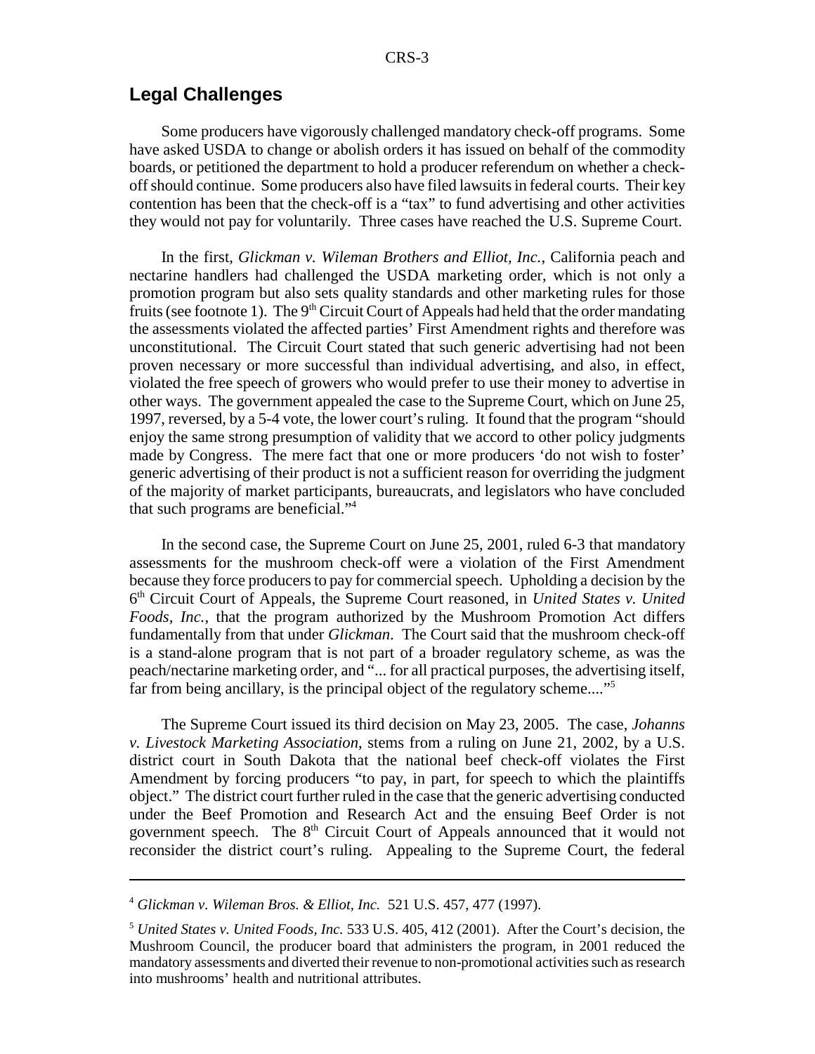## Legal Challenges

Some producers have vigorously challenged mandatory check-off programs. Some have asked USDA to change or abolish orders it has issued on behalf of the commodity boards, or petitioned the department to hold a producer referendum on whether a check-off should continue. Some producers also have filed lawsuits in federal courts. Their key contention has been that the check-off is a "tax" to fund advertising and other activities they would not pay for voluntarily. Three cases have reached the U.S. Supreme Court.

In the first, *Glickman v. Wileman Brothers and Elliot, Inc.*, California peach and nectarine handlers had challenged the USDA marketing order, which is not only a promotion program but also sets quality standards and other marketing rules for those fruits (see footnote 1). The 9th Circuit Court of Appeals had held that the order mandating the assessments violated the affected parties' First Amendment rights and therefore was unconstitutional. The Circuit Court stated that such generic advertising had not been proven necessary or more successful than individual advertising, and also, in effect, violated the free speech of growers who would prefer to use their money to advertise in other ways. The government appealed the case to the Supreme Court, which on June 25, 1997, reversed, by a 5-4 vote, the lower court's ruling. It found that the program "should enjoy the same strong presumption of validity that we accord to other policy judgments made by Congress. The mere fact that one or more producers 'do not wish to foster' generic advertising of their product is not a sufficient reason for overriding the judgment of the majority of market participants, bureaucrats, and legislators who have concluded that such programs are beneficial."[4]

In the second case, the Supreme Court on June 25, 2001, ruled 6-3 that mandatory assessments for the mushroom check-off were a violation of the First Amendment because they force producers to pay for commercial speech. Upholding a decision by the 6th Circuit Court of Appeals, the Supreme Court reasoned, in *United States v. United Foods, Inc.*, that the program authorized by the Mushroom Promotion Act differs fundamentally from that under *Glickman*. The Court said that the mushroom check-off is a stand-alone program that is not part of a broader regulatory scheme, as was the peach/nectarine marketing order, and "... for all practical purposes, the advertising itself, far from being ancillary, is the principal object of the regulatory scheme...."[5]

The Supreme Court issued its third decision on May 23, 2005. The case, *Johanns v. Livestock Marketing Association,* stems from a ruling on June 21, 2002, by a U.S. district court in South Dakota that the national beef check-off violates the First Amendment by forcing producers "to pay, in part, for speech to which the plaintiffs object." The district court further ruled in the case that the generic advertising conducted under the Beef Promotion and Research Act and the ensuing Beef Order is not government speech. The 8th Circuit Court of Appeals announced that it would not reconsider the district court's ruling. Appealing to the Supreme Court, the federal

---

[4] *Glickman v. Wileman Bros. & Elliot, Inc.* 521 U.S. 457, 477 (1997).

[5] *United States v. United Foods, Inc.* 533 U.S. 405, 412 (2001). After the Court's decision, the Mushroom Council, the producer board that administers the program, in 2001 reduced the mandatory assessments and diverted their revenue to non-promotional activities such as research into mushrooms' health and nutritional attributes.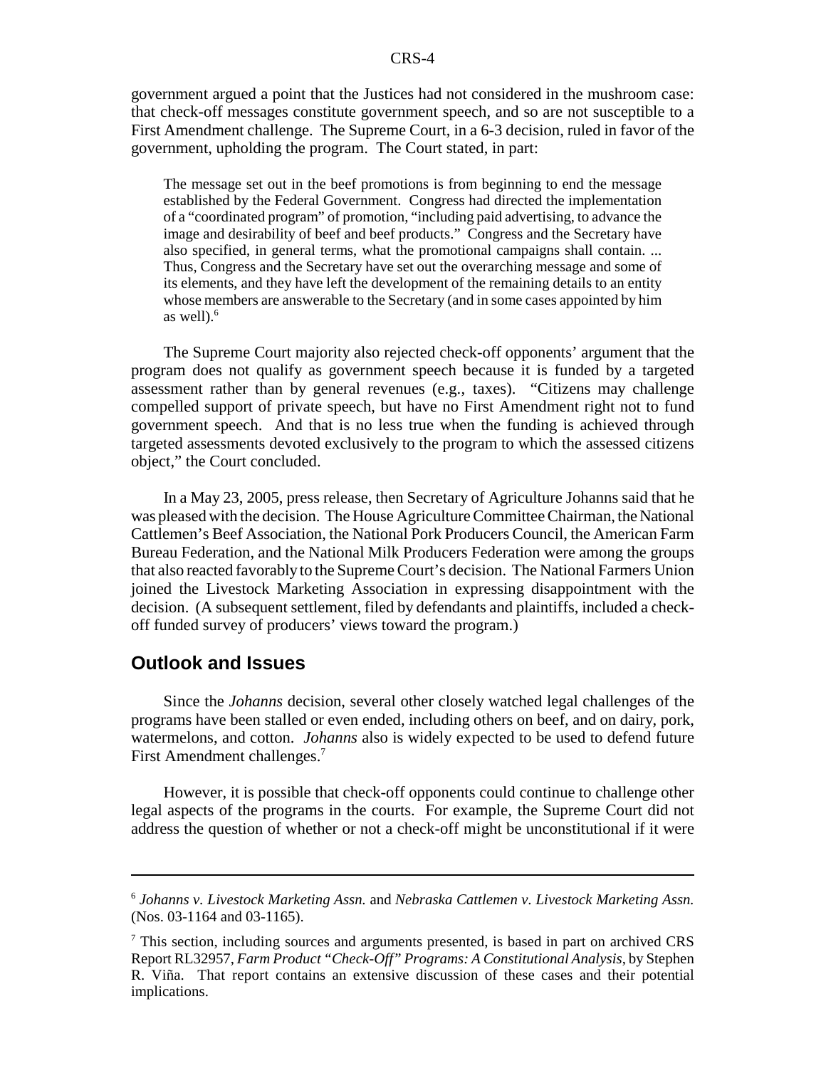government argued a point that the Justices had not considered in the mushroom case: that check-off messages constitute government speech, and so are not susceptible to a First Amendment challenge. The Supreme Court, in a 6-3 decision, ruled in favor of the government, upholding the program. The Court stated, in part:

> The message set out in the beef promotions is from beginning to end the message established by the Federal Government. Congress had directed the implementation of a "coordinated program" of promotion, "including paid advertising, to advance the image and desirability of beef and beef products." Congress and the Secretary have also specified, in general terms, what the promotional campaigns shall contain. ... Thus, Congress and the Secretary have set out the overarching message and some of its elements, and they have left the development of the remaining details to an entity whose members are answerable to the Secretary (and in some cases appointed by him as well).[6]

The Supreme Court majority also rejected check-off opponents' argument that the program does not qualify as government speech because it is funded by a targeted assessment rather than by general revenues (e.g., taxes). "Citizens may challenge compelled support of private speech, but have no First Amendment right not to fund government speech. And that is no less true when the funding is achieved through targeted assessments devoted exclusively to the program to which the assessed citizens object," the Court concluded.

In a May 23, 2005, press release, then Secretary of Agriculture Johanns said that he was pleased with the decision. The House Agriculture Committee Chairman, the National Cattlemen's Beef Association, the National Pork Producers Council, the American Farm Bureau Federation, and the National Milk Producers Federation were among the groups that also reacted favorably to the Supreme Court's decision. The National Farmers Union joined the Livestock Marketing Association in expressing disappointment with the decision. (A subsequent settlement, filed by defendants and plaintiffs, included a check-off funded survey of producers' views toward the program.)

## Outlook and Issues

Since the *Johanns* decision, several other closely watched legal challenges of the programs have been stalled or even ended, including others on beef, and on dairy, pork, watermelons, and cotton. *Johanns* also is widely expected to be used to defend future First Amendment challenges.[7]

However, it is possible that check-off opponents could continue to challenge other legal aspects of the programs in the courts. For example, the Supreme Court did not address the question of whether or not a check-off might be unconstitutional if it were

---

[6] *Johanns v. Livestock Marketing Assn.* and *Nebraska Cattlemen v. Livestock Marketing Assn.* (Nos. 03-1164 and 03-1165).

[7] This section, including sources and arguments presented, is based in part on archived CRS Report RL32957, *Farm Product "Check-Off" Programs: A Constitutional Analysis*, by Stephen R. Viña. That report contains an extensive discussion of these cases and their potential implications.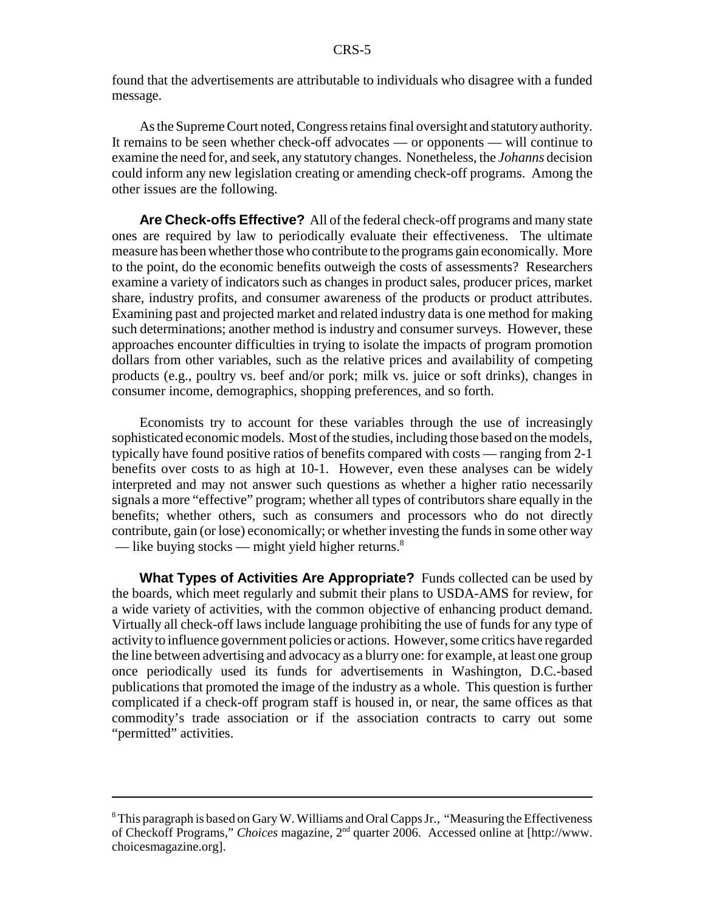found that the advertisements are attributable to individuals who disagree with a funded message.

As the Supreme Court noted, Congress retains final oversight and statutory authority. It remains to be seen whether check-off advocates — or opponents — will continue to examine the need for, and seek, any statutory changes. Nonetheless, the *Johanns* decision could inform any new legislation creating or amending check-off programs. Among the other issues are the following.

**Are Check-offs Effective?** All of the federal check-off programs and many state ones are required by law to periodically evaluate their effectiveness. The ultimate measure has been whether those who contribute to the programs gain economically. More to the point, do the economic benefits outweigh the costs of assessments? Researchers examine a variety of indicators such as changes in product sales, producer prices, market share, industry profits, and consumer awareness of the products or product attributes. Examining past and projected market and related industry data is one method for making such determinations; another method is industry and consumer surveys. However, these approaches encounter difficulties in trying to isolate the impacts of program promotion dollars from other variables, such as the relative prices and availability of competing products (e.g., poultry vs. beef and/or pork; milk vs. juice or soft drinks), changes in consumer income, demographics, shopping preferences, and so forth.

Economists try to account for these variables through the use of increasingly sophisticated economic models. Most of the studies, including those based on the models, typically have found positive ratios of benefits compared with costs — ranging from 2-1 benefits over costs to as high at 10-1. However, even these analyses can be widely interpreted and may not answer such questions as whether a higher ratio necessarily signals a more "effective" program; whether all types of contributors share equally in the benefits; whether others, such as consumers and processors who do not directly contribute, gain (or lose) economically; or whether investing the funds in some other way — like buying stocks — might yield higher returns.[8]

**What Types of Activities Are Appropriate?** Funds collected can be used by the boards, which meet regularly and submit their plans to USDA-AMS for review, for a wide variety of activities, with the common objective of enhancing product demand. Virtually all check-off laws include language prohibiting the use of funds for any type of activity to influence government policies or actions. However, some critics have regarded the line between advertising and advocacy as a blurry one: for example, at least one group once periodically used its funds for advertisements in Washington, D.C.-based publications that promoted the image of the industry as a whole. This question is further complicated if a check-off program staff is housed in, or near, the same offices as that commodity's trade association or if the association contracts to carry out some "permitted" activities.

---

[8] This paragraph is based on Gary W. Williams and Oral Capps Jr., "Measuring the Effectiveness of Checkoff Programs," *Choices* magazine, 2nd quarter 2006. Accessed online at [http://www.choicesmagazine.org].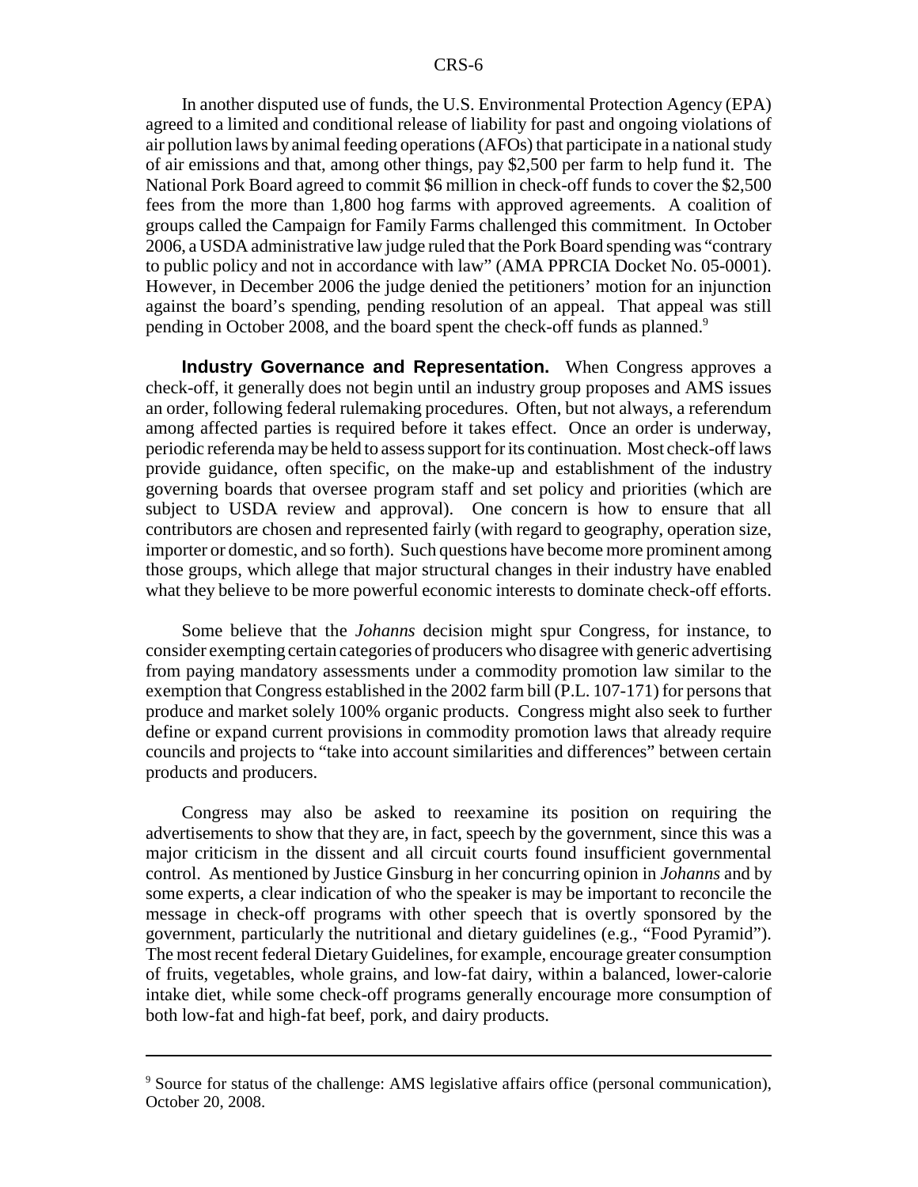In another disputed use of funds, the U.S. Environmental Protection Agency (EPA) agreed to a limited and conditional release of liability for past and ongoing violations of air pollution laws by animal feeding operations (AFOs) that participate in a national study of air emissions and that, among other things, pay $2,500 per farm to help fund it. The National Pork Board agreed to commit $6 million in check-off funds to cover the $2,500 fees from the more than 1,800 hog farms with approved agreements. A coalition of groups called the Campaign for Family Farms challenged this commitment. In October 2006, a USDA administrative law judge ruled that the Pork Board spending was "contrary to public policy and not in accordance with law" (AMA PPRCIA Docket No. 05-0001). However, in December 2006 the judge denied the petitioners' motion for an injunction against the board's spending, pending resolution of an appeal. That appeal was still pending in October 2008, and the board spent the check-off funds as planned.[9]

**Industry Governance and Representation.** When Congress approves a check-off, it generally does not begin until an industry group proposes and AMS issues an order, following federal rulemaking procedures. Often, but not always, a referendum among affected parties is required before it takes effect. Once an order is underway, periodic referenda may be held to assess support for its continuation. Most check-off laws provide guidance, often specific, on the make-up and establishment of the industry governing boards that oversee program staff and set policy and priorities (which are subject to USDA review and approval). One concern is how to ensure that all contributors are chosen and represented fairly (with regard to geography, operation size, importer or domestic, and so forth). Such questions have become more prominent among those groups, which allege that major structural changes in their industry have enabled what they believe to be more powerful economic interests to dominate check-off efforts.

Some believe that the *Johanns* decision might spur Congress, for instance, to consider exempting certain categories of producers who disagree with generic advertising from paying mandatory assessments under a commodity promotion law similar to the exemption that Congress established in the 2002 farm bill (P.L. 107-171) for persons that produce and market solely 100% organic products. Congress might also seek to further define or expand current provisions in commodity promotion laws that already require councils and projects to "take into account similarities and differences" between certain products and producers.

Congress may also be asked to reexamine its position on requiring the advertisements to show that they are, in fact, speech by the government, since this was a major criticism in the dissent and all circuit courts found insufficient governmental control. As mentioned by Justice Ginsburg in her concurring opinion in *Johanns* and by some experts, a clear indication of who the speaker is may be important to reconcile the message in check-off programs with other speech that is overtly sponsored by the government, particularly the nutritional and dietary guidelines (e.g., "Food Pyramid"). The most recent federal Dietary Guidelines, for example, encourage greater consumption of fruits, vegetables, whole grains, and low-fat dairy, within a balanced, lower-calorie intake diet, while some check-off programs generally encourage more consumption of both low-fat and high-fat beef, pork, and dairy products.

---

[9] Source for status of the challenge: AMS legislative affairs office (personal communication), October 20, 2008.